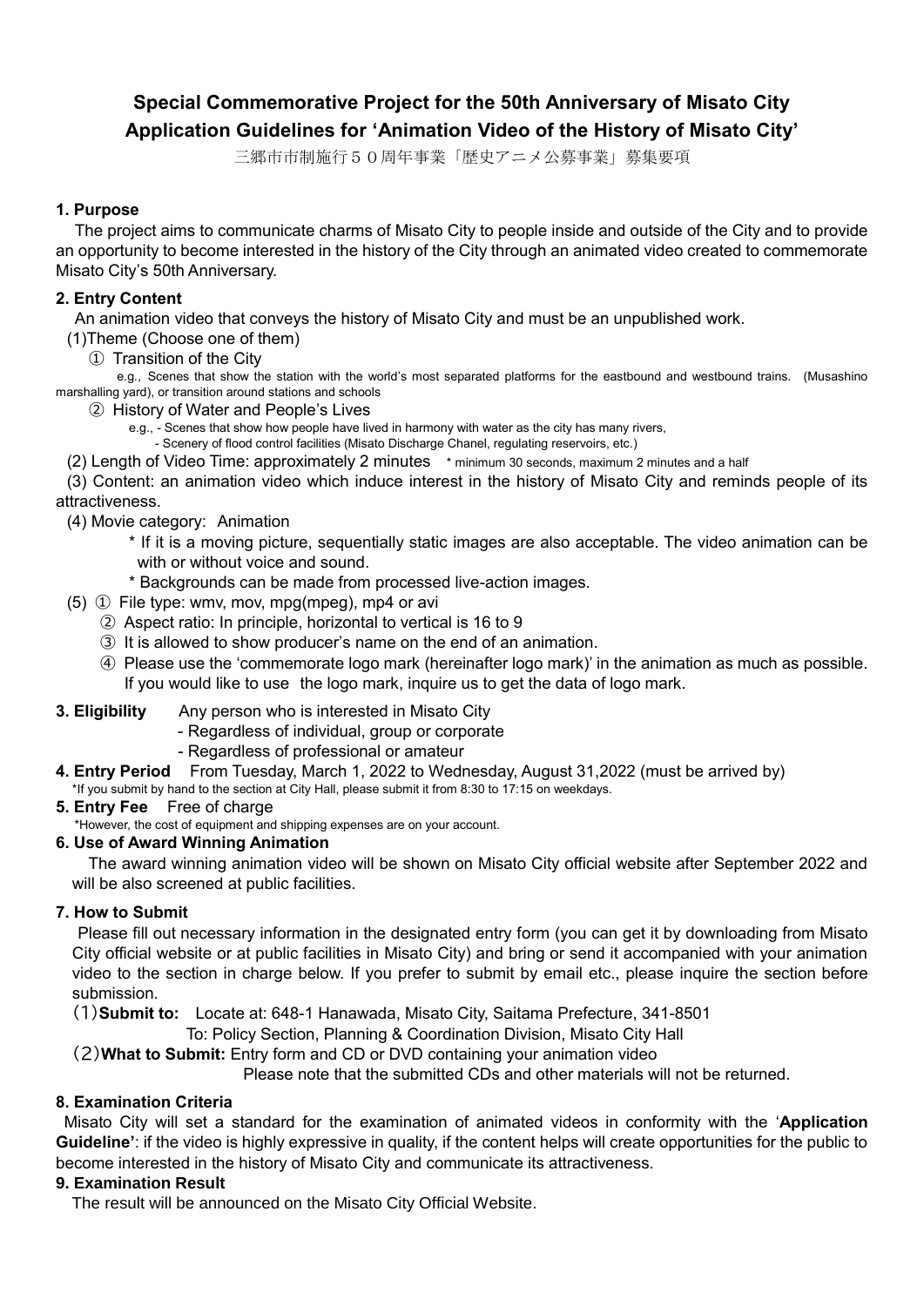# Special Commemorative Project for the 50th Anniversary of Misato City
# Application Guidelines for 'Animation Video of the History of Misato City'

三郷市市制施行５０周年事業「歴史アニメ公募事業」募集要項

**1. Purpose**

The project aims to communicate charms of Misato City to people inside and outside of the City and to provide an opportunity to become interested in the history of the City through an animated video created to commemorate Misato City's 50th Anniversary.

**2. Entry Content**

An animation video that conveys the history of Misato City and must be an unpublished work.

(1)Theme (Choose one of them)

① Transition of the City

e.g., Scenes that show the station with the world's most separated platforms for the eastbound and westbound trains. (Musashino marshalling yard), or transition around stations and schools

② History of Water and People's Lives

e.g., - Scenes that show how people have lived in harmony with water as the city has many rivers,
- Scenery of flood control facilities (Misato Discharge Chanel, regulating reservoirs, etc.)

(2) Length of Video Time: approximately 2 minutes * minimum 30 seconds, maximum 2 minutes and a half

(3) Content: an animation video which induce interest in the history of Misato City and reminds people of its attractiveness.

(4) Movie category: Animation

* If it is a moving picture, sequentially static images are also acceptable. The video animation can be with or without voice and sound.
* Backgrounds can be made from processed live-action images.

(5) ① File type: wmv, mov, mpg(mpeg), mp4 or avi

② Aspect ratio: In principle, horizontal to vertical is 16 to 9

③ It is allowed to show producer's name on the end of an animation.

④ Please use the 'commemorate logo mark (hereinafter logo mark)' in the animation as much as possible. If you would like to use the logo mark, inquire us to get the data of logo mark.

**3. Eligibility** Any person who is interested in Misato City

- Regardless of individual, group or corporate
- Regardless of professional or amateur

**4. Entry Period** From Tuesday, March 1, 2022 to Wednesday, August 31,2022 (must be arrived by)

*If you submit by hand to the section at City Hall, please submit it from 8:30 to 17:15 on weekdays.

**5. Entry Fee** Free of charge

*However, the cost of equipment and shipping expenses are on your account.

**6. Use of Award Winning Animation**

The award winning animation video will be shown on Misato City official website after September 2022 and will be also screened at public facilities.

**7. How to Submit**

Please fill out necessary information in the designated entry form (you can get it by downloading from Misato City official website or at public facilities in Misato City) and bring or send it accompanied with your animation video to the section in charge below. If you prefer to submit by email etc., please inquire the section before submission.

(1)**Submit to:** Locate at: 648-1 Hanawada, Misato City, Saitama Prefecture, 341-8501

To: Policy Section, Planning & Coordination Division, Misato City Hall

(2)**What to Submit:** Entry form and CD or DVD containing your animation video

Please note that the submitted CDs and other materials will not be returned.

**8. Examination Criteria**

Misato City will set a standard for the examination of animated videos in conformity with the '**Application Guideline'**: if the video is highly expressive in quality, if the content helps will create opportunities for the public to become interested in the history of Misato City and communicate its attractiveness.

**9. Examination Result**

The result will be announced on the Misato City Official Website.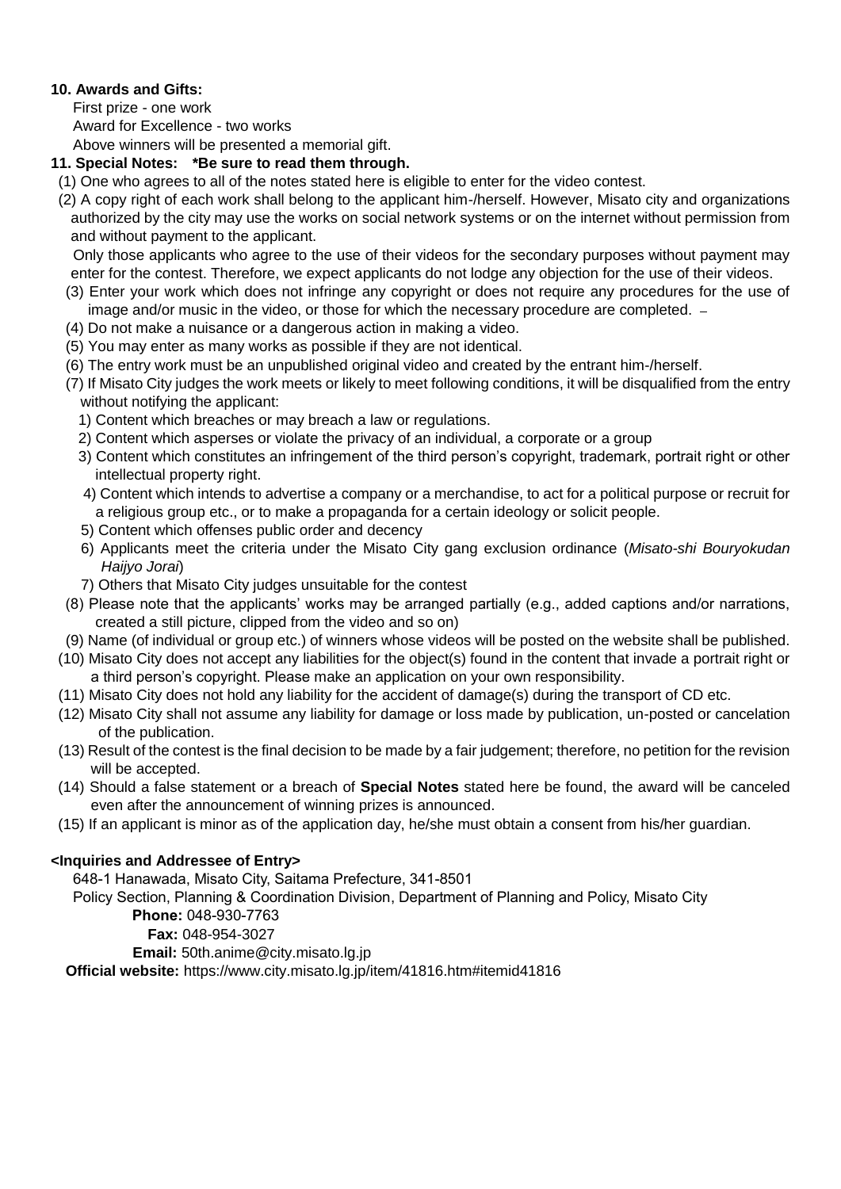**10. Awards and Gifts:**

First prize - one work

Award for Excellence - two works

Above winners will be presented a memorial gift.

**11. Special Notes: \*Be sure to read them through.**

(1) One who agrees to all of the notes stated here is eligible to enter for the video contest.

(2) A copy right of each work shall belong to the applicant him-/herself. However, Misato city and organizations authorized by the city may use the works on social network systems or on the internet without permission from and without payment to the applicant.

Only those applicants who agree to the use of their videos for the secondary purposes without payment may enter for the contest. Therefore, we expect applicants do not lodge any objection for the use of their videos.

(3) Enter your work which does not infringe any copyright or does not require any procedures for the use of image and/or music in the video, or those for which the necessary procedure are completed. –

(4) Do not make a nuisance or a dangerous action in making a video.

(5) You may enter as many works as possible if they are not identical.

(6) The entry work must be an unpublished original video and created by the entrant him-/herself.

(7) If Misato City judges the work meets or likely to meet following conditions, it will be disqualified from the entry without notifying the applicant:

1) Content which breaches or may breach a law or regulations.

2) Content which asperses or violate the privacy of an individual, a corporate or a group

3) Content which constitutes an infringement of the third person's copyright, trademark, portrait right or other intellectual property right.

4) Content which intends to advertise a company or a merchandise, to act for a political purpose or recruit for a religious group etc., or to make a propaganda for a certain ideology or solicit people.

5) Content which offenses public order and decency

6) Applicants meet the criteria under the Misato City gang exclusion ordinance (*Misato-shi Bouryokudan Haijyo Jorai*)

7) Others that Misato City judges unsuitable for the contest

(8) Please note that the applicants' works may be arranged partially (e.g., added captions and/or narrations, created a still picture, clipped from the video and so on)

(9) Name (of individual or group etc.) of winners whose videos will be posted on the website shall be published.

(10) Misato City does not accept any liabilities for the object(s) found in the content that invade a portrait right or a third person's copyright. Please make an application on your own responsibility.

(11) Misato City does not hold any liability for the accident of damage(s) during the transport of CD etc.

(12) Misato City shall not assume any liability for damage or loss made by publication, un-posted or cancelation of the publication.

(13) Result of the contest is the final decision to be made by a fair judgement; therefore, no petition for the revision will be accepted.

(14) Should a false statement or a breach of **Special Notes** stated here be found, the award will be canceled even after the announcement of winning prizes is announced.

(15) If an applicant is minor as of the application day, he/she must obtain a consent from his/her guardian.

**<Inquiries and Addressee of Entry>**

648-1 Hanawada, Misato City, Saitama Prefecture, 341-8501

Policy Section, Planning & Coordination Division, Department of Planning and Policy, Misato City

**Phone:** 048-930-7763

**Fax:** 048-954-3027

**Email:** 50th.anime@city.misato.lg.jp

**Official website:** https://www.city.misato.lg.jp/item/41816.htm#itemid41816